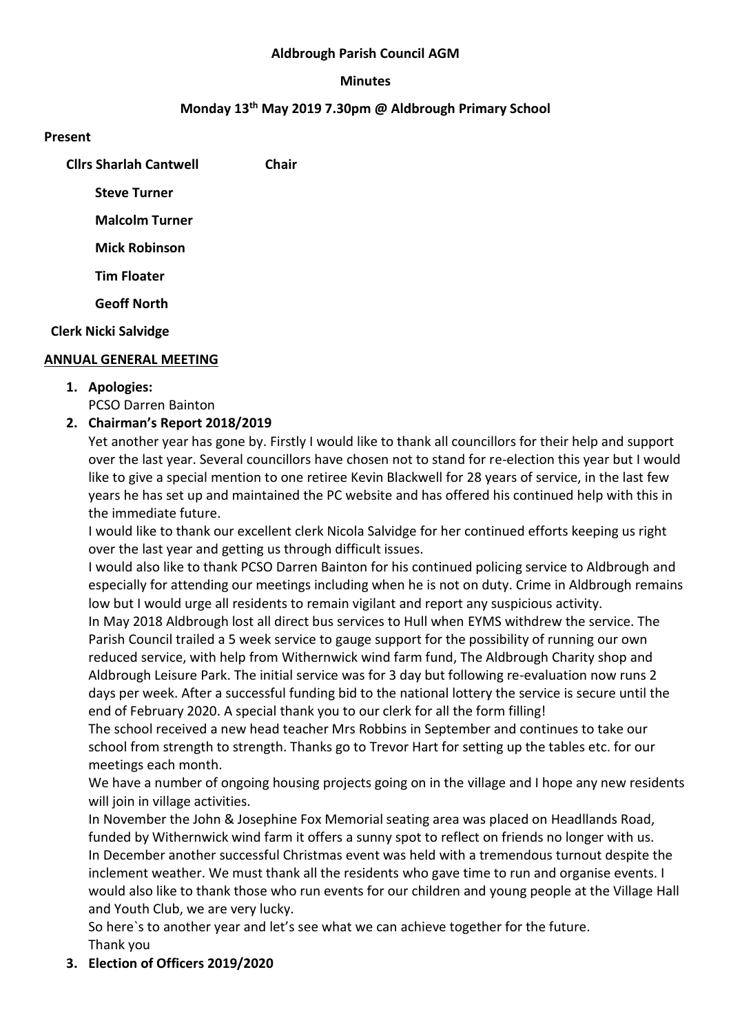**Aldbrough Parish Council AGM**

**Minutes**

**Monday 13th May 2019 7.30pm @ Aldbrough Primary School**

**Present**

**Cllrs Sharlah Cantwell** **Chair**

**Steve Turner**

**Malcolm Turner**

**Mick Robinson**

**Tim Floater**

**Geoff North**

**Clerk Nicki Salvidge**

**ANNUAL GENERAL MEETING**

1. **Apologies:**
   PCSO Darren Bainton
2. **Chairman's Report 2018/2019**
   Yet another year has gone by. Firstly I would like to thank all councillors for their help and support over the last year. Several councillors have chosen not to stand for re-election this year but I would like to give a special mention to one retiree Kevin Blackwell for 28 years of service, in the last few years he has set up and maintained the PC website and has offered his continued help with this in the immediate future.
   I would like to thank our excellent clerk Nicola Salvidge for her continued efforts keeping us right over the last year and getting us through difficult issues.
   I would also like to thank PCSO Darren Bainton for his continued policing service to Aldbrough and especially for attending our meetings including when he is not on duty. Crime in Aldbrough remains low but I would urge all residents to remain vigilant and report any suspicious activity.
   In May 2018 Aldbrough lost all direct bus services to Hull when EYMS withdrew the service. The Parish Council trailed a 5 week service to gauge support for the possibility of running our own reduced service, with help from Withernwick wind farm fund, The Aldbrough Charity shop and Aldbrough Leisure Park. The initial service was for 3 day but following re-evaluation now runs 2 days per week. After a successful funding bid to the national lottery the service is secure until the end of February 2020. A special thank you to our clerk for all the form filling!
   The school received a new head teacher Mrs Robbins in September and continues to take our school from strength to strength. Thanks go to Trevor Hart for setting up the tables etc. for our meetings each month.
   We have a number of ongoing housing projects going on in the village and I hope any new residents will join in village activities.
   In November the John & Josephine Fox Memorial seating area was placed on Headllands Road, funded by Withernwick wind farm it offers a sunny spot to reflect on friends no longer with us.
   In December another successful Christmas event was held with a tremendous turnout despite the inclement weather. We must thank all the residents who gave time to run and organise events. I would also like to thank those who run events for our children and young people at the Village Hall and Youth Club, we are very lucky.
   So here`s to another year and let's see what we can achieve together for the future.
   Thank you
3. **Election of Officers 2019/2020**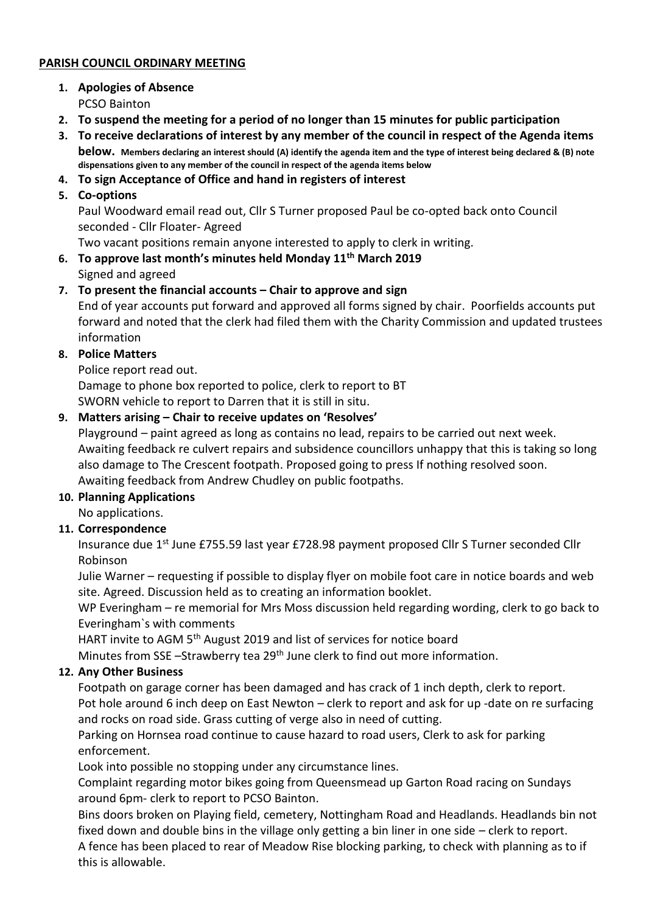**PARISH COUNCIL ORDINARY MEETING**

1. **Apologies of Absence**
   PCSO Bainton
2. **To suspend the meeting for a period of no longer than 15 minutes for public participation**
3. **To receive declarations of interest by any member of the council in respect of the Agenda items below.** **Members declaring an interest should (A) identify the agenda item and the type of interest being declared & (B) note dispensations given to any member of the council in respect of the agenda items below**
4. **To sign Acceptance of Office and hand in registers of interest**
5. **Co-options**
   Paul Woodward email read out, Cllr S Turner proposed Paul be co-opted back onto Council seconded - Cllr Floater- Agreed
   Two vacant positions remain anyone interested to apply to clerk in writing.
6. **To approve last month's minutes held Monday 11th March 2019**
   Signed and agreed
7. **To present the financial accounts – Chair to approve and sign**
   End of year accounts put forward and approved all forms signed by chair. Poorfields accounts put forward and noted that the clerk had filed them with the Charity Commission and updated trustees information
8. **Police Matters**
   Police report read out.
   Damage to phone box reported to police, clerk to report to BT
   SWORN vehicle to report to Darren that it is still in situ.
9. **Matters arising – Chair to receive updates on 'Resolves'**
   Playground – paint agreed as long as contains no lead, repairs to be carried out next week.
   Awaiting feedback re culvert repairs and subsidence councillors unhappy that this is taking so long also damage to The Crescent footpath. Proposed going to press If nothing resolved soon.
   Awaiting feedback from Andrew Chudley on public footpaths.
10. **Planning Applications**
    No applications.
11. **Correspondence**
    Insurance due 1st June £755.59 last year £728.98 payment proposed Cllr S Turner seconded Cllr Robinson
    Julie Warner – requesting if possible to display flyer on mobile foot care in notice boards and web site. Agreed. Discussion held as to creating an information booklet.
    WP Everingham – re memorial for Mrs Moss discussion held regarding wording, clerk to go back to Everingham`s with comments
    HART invite to AGM 5th August 2019 and list of services for notice board
    Minutes from SSE –Strawberry tea 29th June clerk to find out more information.
12. **Any Other Business**
    Footpath on garage corner has been damaged and has crack of 1 inch depth, clerk to report.
    Pot hole around 6 inch deep on East Newton – clerk to report and ask for up -date on re surfacing and rocks on road side. Grass cutting of verge also in need of cutting.
    Parking on Hornsea road continue to cause hazard to road users, Clerk to ask for parking enforcement.
    Look into possible no stopping under any circumstance lines.
    Complaint regarding motor bikes going from Queensmead up Garton Road racing on Sundays around 6pm- clerk to report to PCSO Bainton.
    Bins doors broken on Playing field, cemetery, Nottingham Road and Headlands. Headlands bin not fixed down and double bins in the village only getting a bin liner in one side – clerk to report.
    A fence has been placed to rear of Meadow Rise blocking parking, to check with planning as to if this is allowable.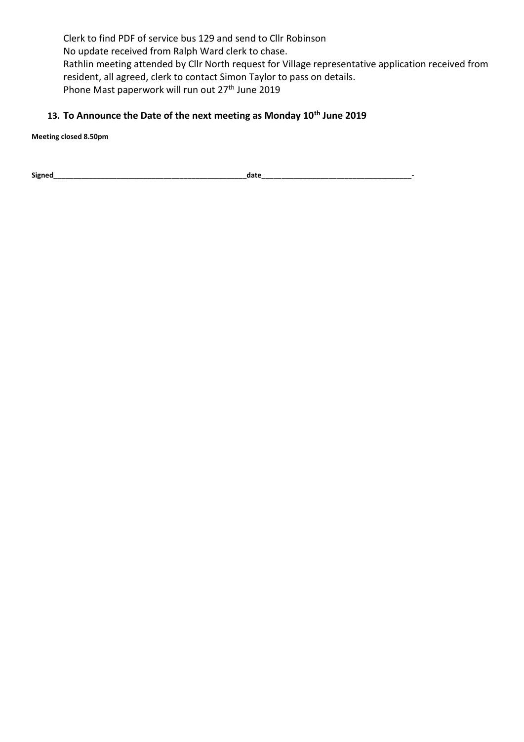Clerk to find PDF of service bus 129 and send to Cllr Robinson
No update received from Ralph Ward clerk to chase.
Rathlin meeting attended by Cllr North request for Village representative application received from resident, all agreed, clerk to contact Simon Taylor to pass on details.
Phone Mast paperwork will run out 27th June 2019

**13. To Announce the Date of the next meeting as Monday 10th June 2019**

**Meeting closed 8.50pm**

**Signed_______________________________________________date___________________________________-**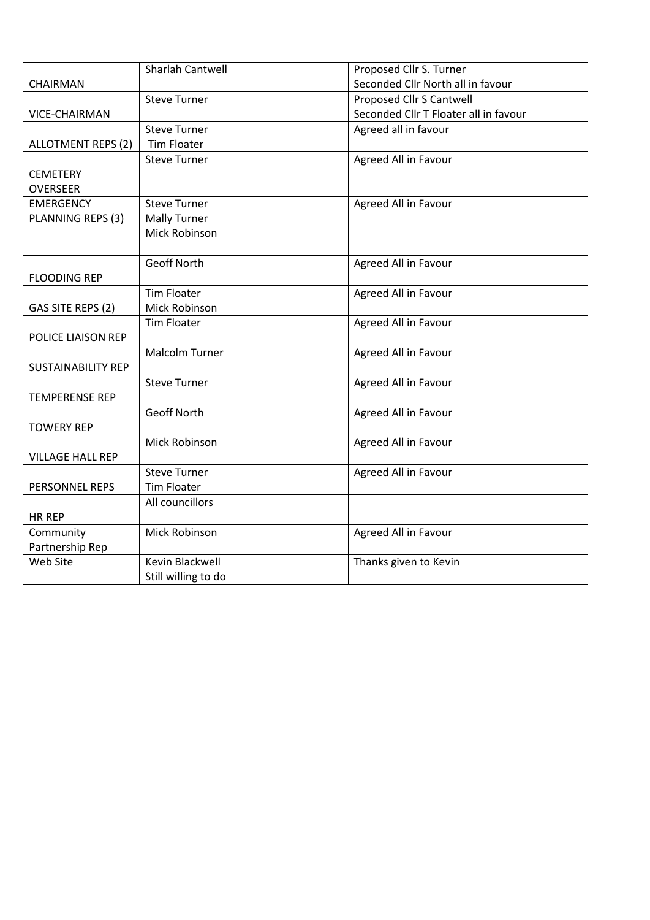| | | |
|---|---|---|
| CHAIRMAN | Sharlah Cantwell | Proposed Cllr S. Turner<br>Seconded Cllr North all in favour |
| VICE-CHAIRMAN | Steve Turner | Proposed Cllr S Cantwell<br>Seconded Cllr T Floater all in favour |
| ALLOTMENT REPS (2) | Steve Turner<br>Tim Floater | Agreed all in favour |
| CEMETERY OVERSEER | Steve Turner | Agreed All in Favour |
| EMERGENCY PLANNING REPS (3) | Steve Turner<br>Mally Turner<br>Mick Robinson | Agreed All in Favour |
| FLOODING REP | Geoff North | Agreed All in Favour |
| GAS SITE REPS (2) | Tim Floater<br>Mick Robinson | Agreed All in Favour |
| POLICE LIAISON REP | Tim Floater | Agreed All in Favour |
| SUSTAINABILITY REP | Malcolm Turner | Agreed All in Favour |
| TEMPERENSE REP | Steve Turner | Agreed All in Favour |
| TOWERY REP | Geoff North | Agreed All in Favour |
| VILLAGE HALL REP | Mick Robinson | Agreed All in Favour |
| PERSONNEL REPS | Steve Turner<br>Tim Floater | Agreed All in Favour |
| HR REP | All councillors | |
| Community Partnership Rep | Mick Robinson | Agreed All in Favour |
| Web Site | Kevin Blackwell<br>Still willing to do | Thanks given to Kevin |